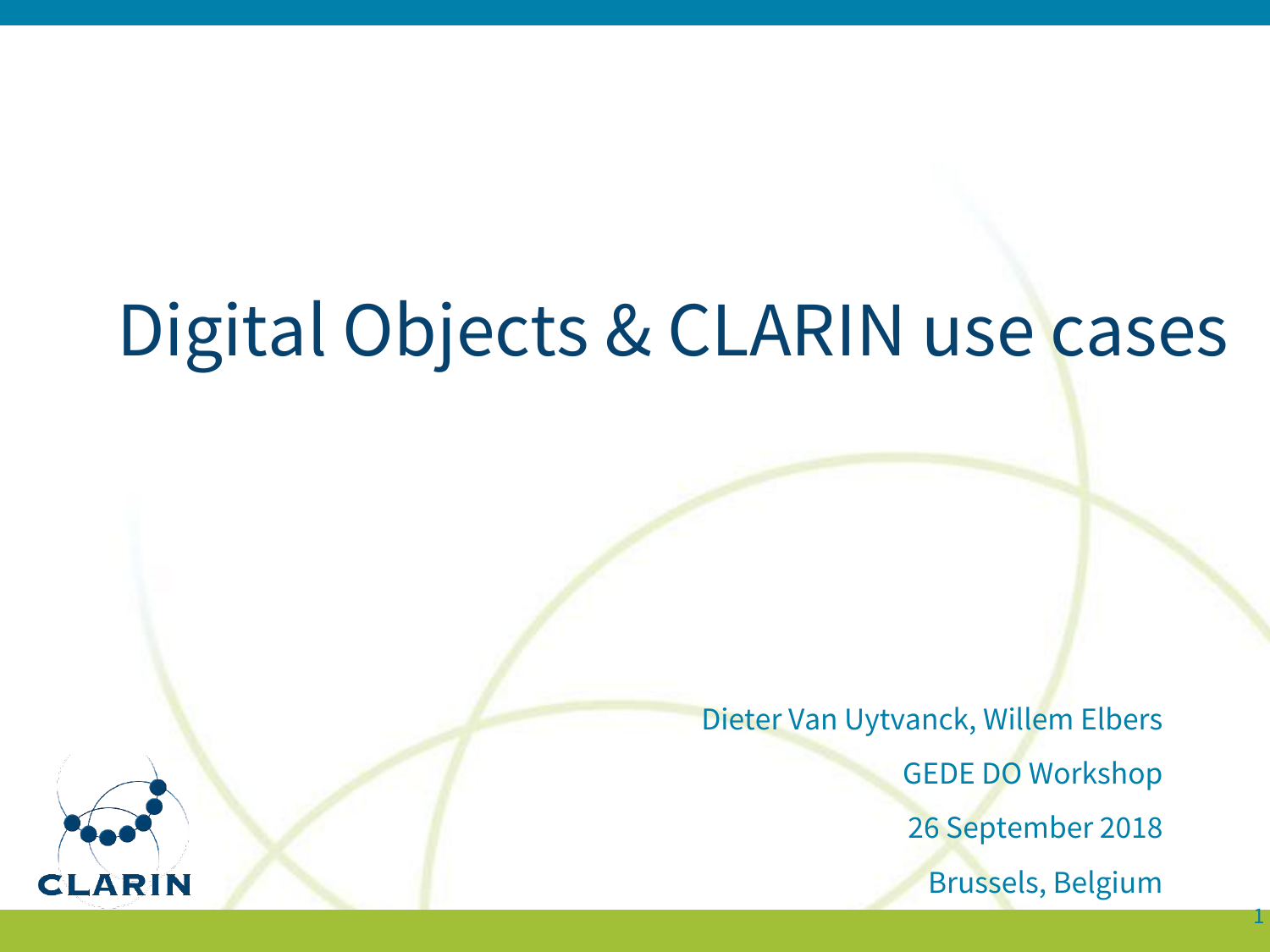# Digital Objects & CLARIN use cases

Dieter Van Uytvanck, Willem Elbers

GEDE DO Workshop

26 September 2018

Brussels, Belgium

CLARIN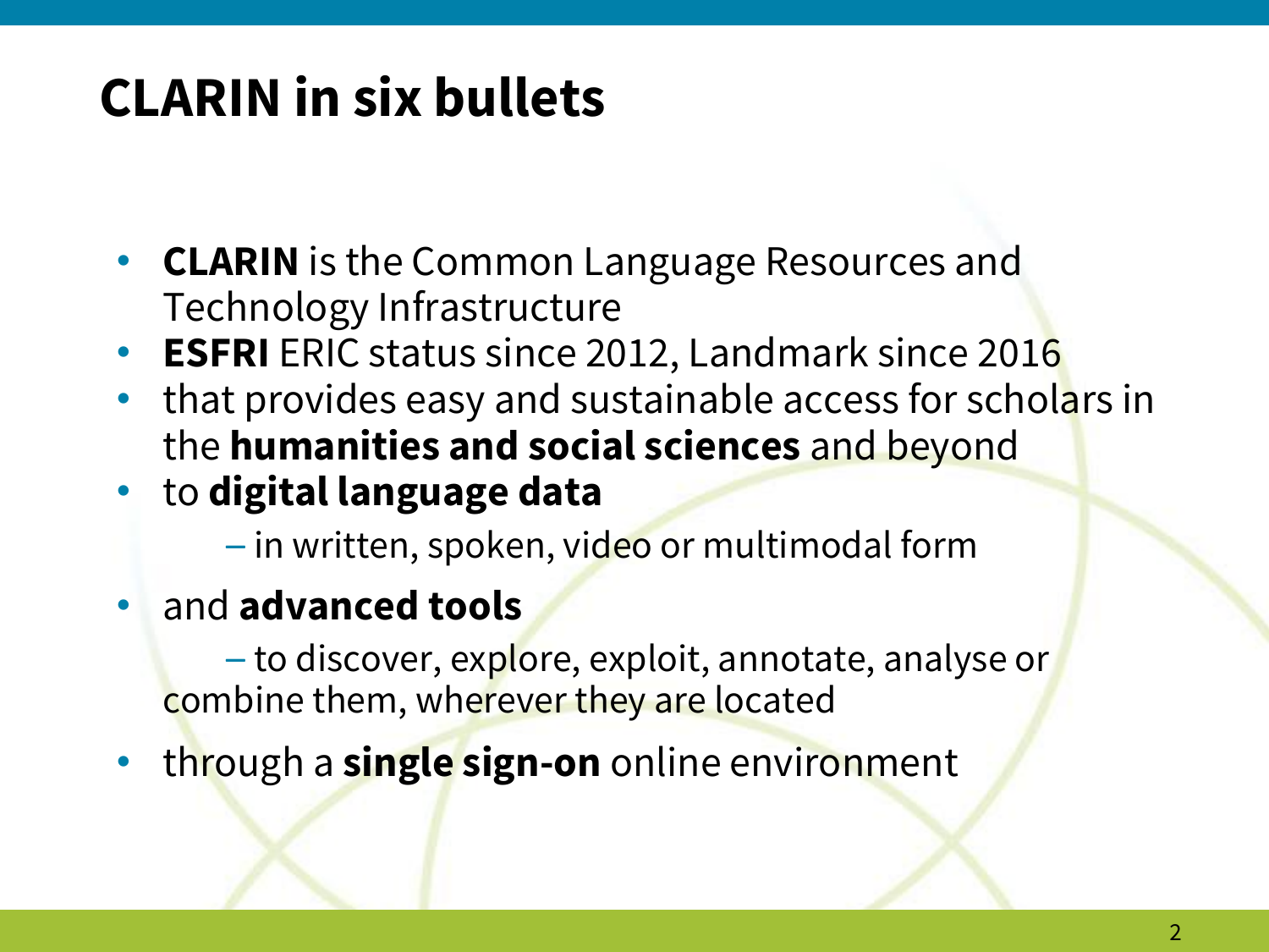# CLARIN in six bullets

- **CLARIN** is the Common Language Resources and Technology Infrastructure
- **ESFRI** ERIC status since 2012, Landmark since 2016
- that provides easy and sustainable access for scholars in the **humanities and social sciences** and beyond
- to **digital language data**
  - in written, spoken, video or multimodal form
- and **advanced tools**
  - to discover, explore, exploit, annotate, analyse or combine them, wherever they are located
- through a **single sign-on** online environment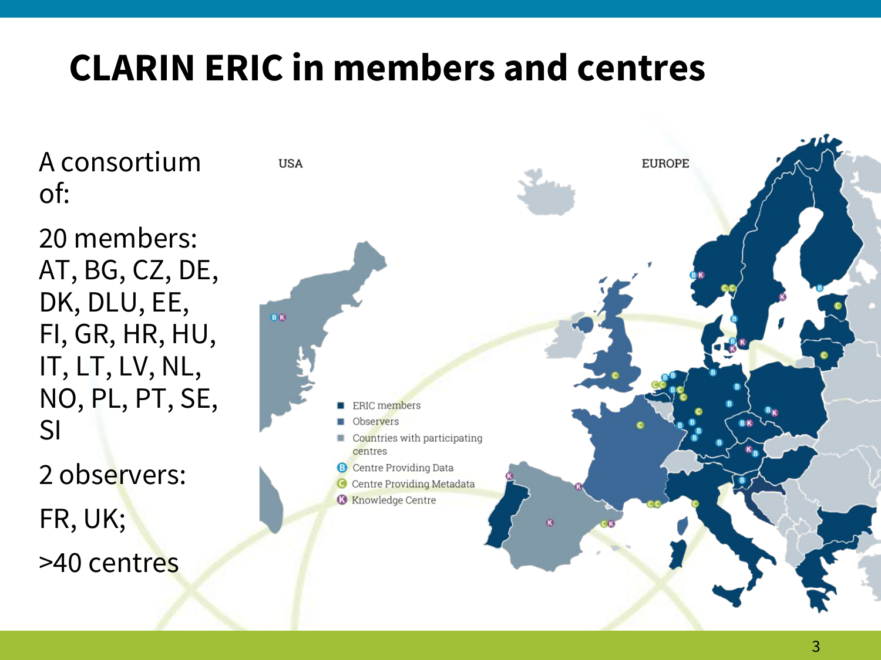# CLARIN ERIC in members and centres

A consortium of:

20 members: AT, BG, CZ, DE, DK, DLU, EE, FI, GR, HR, HU, IT, LT, LV, NL, NO, PL, PT, SE, SI

2 observers:

FR, UK;

>40 centres

USA

EUROPE

- ERIC members
- Observers
- Countries with participating centres
- B Centre Providing Data
- C Centre Providing Metadata
- K Knowledge Centre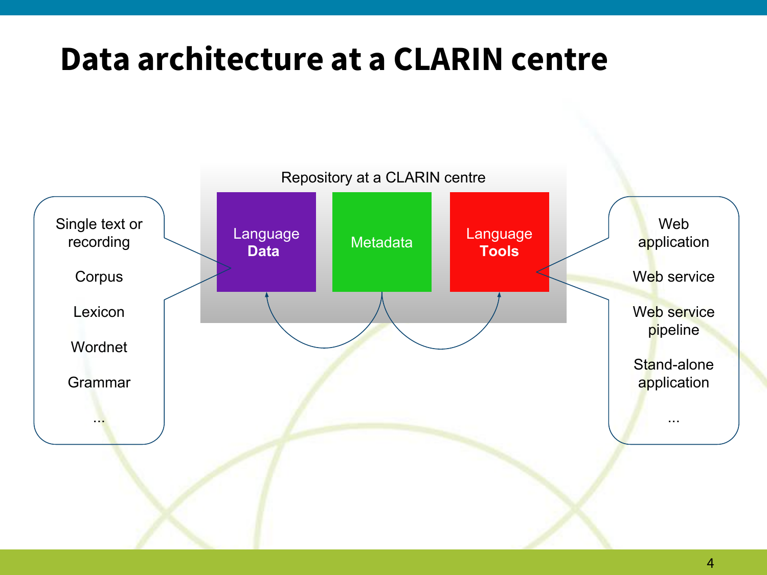# Data architecture at a CLARIN centre

Repository at a CLARIN centre

- Language **Data**
- Metadata
- Language **Tools**

Language Data:

- Single text or recording
- Corpus
- Lexicon
- Wordnet
- Grammar
- ...

Language Tools:

- Web application
- Web service
- Web service pipeline
- Stand-alone application
- ...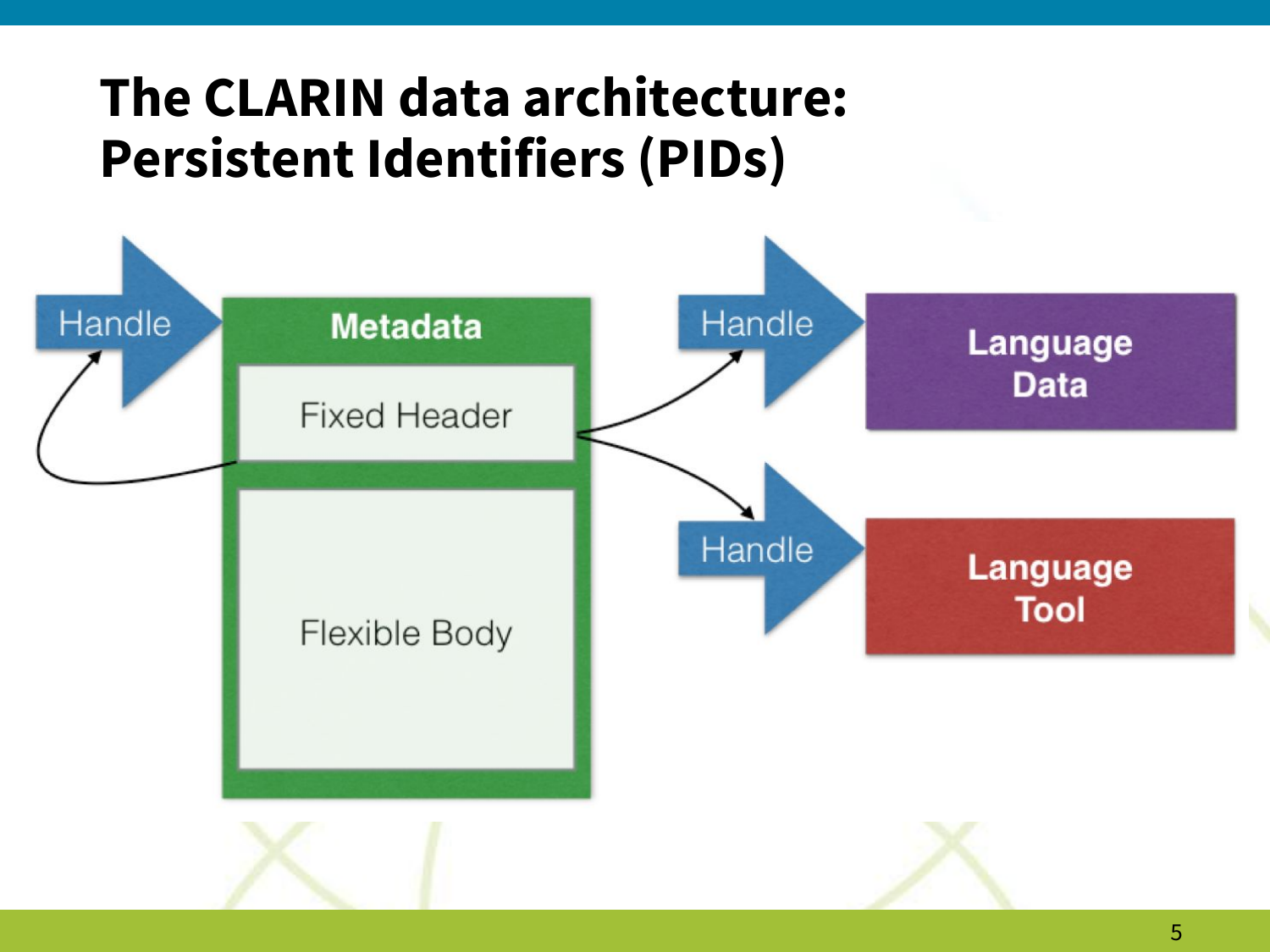# The CLARIN data architecture: Persistent Identifiers (PIDs)

Handle

**Metadata**

Fixed Header

Flexible Body

Handle

**Language Data**

Handle

**Language Tool**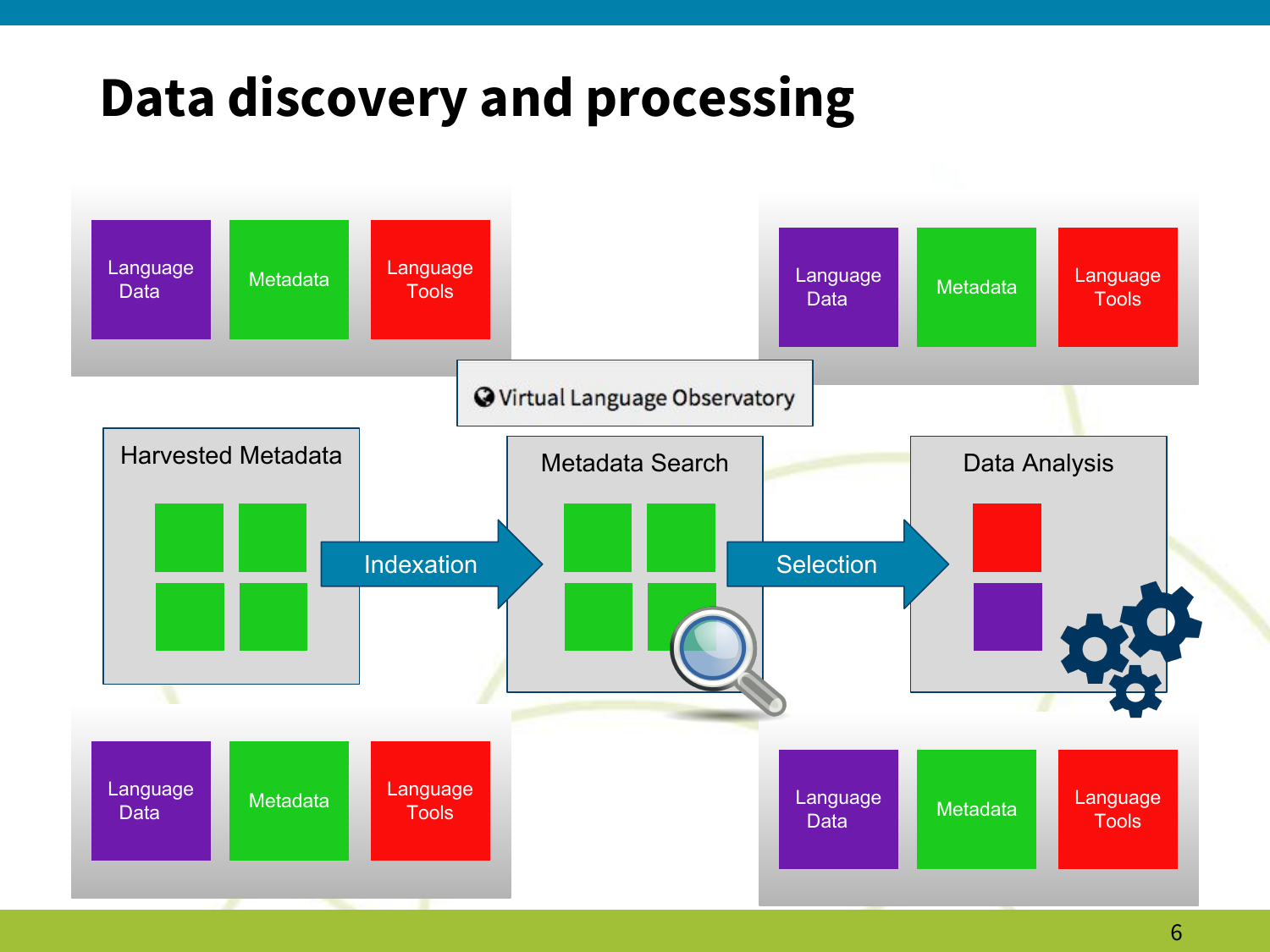# Data discovery and processing

Language Data | Metadata | Language Tools

Language Data | Metadata | Language Tools

Virtual Language Observatory

Harvested Metadata → Indexation → Metadata Search → Selection → Data Analysis

Language Data | Metadata | Language Tools

Language Data | Metadata | Language Tools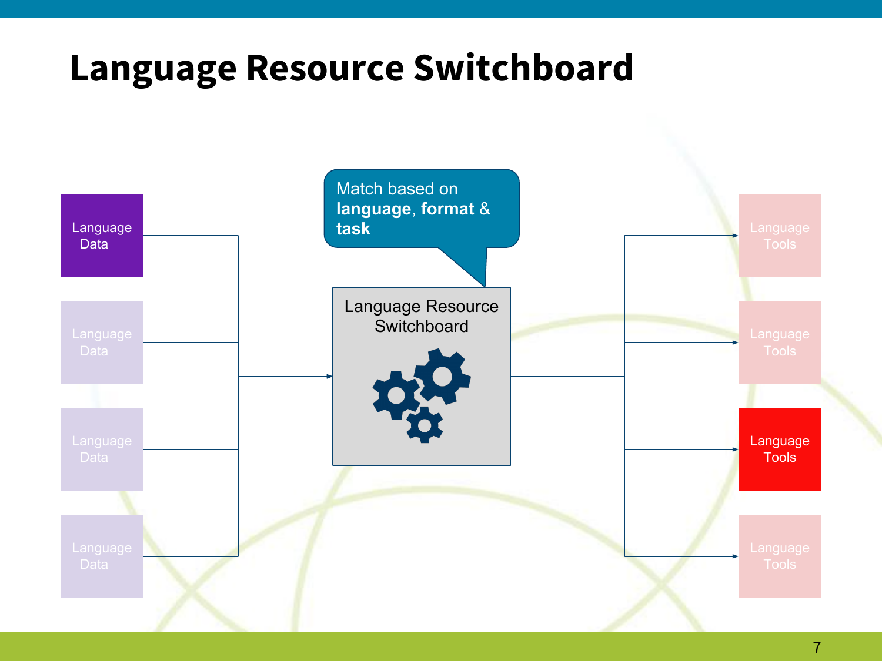# Language Resource Switchboard

Language Data

Language Data

Language Data

Language Data

Match based on **language**, **format** & **task**

Language Resource Switchboard

Language Tools

Language Tools

Language Tools

Language Tools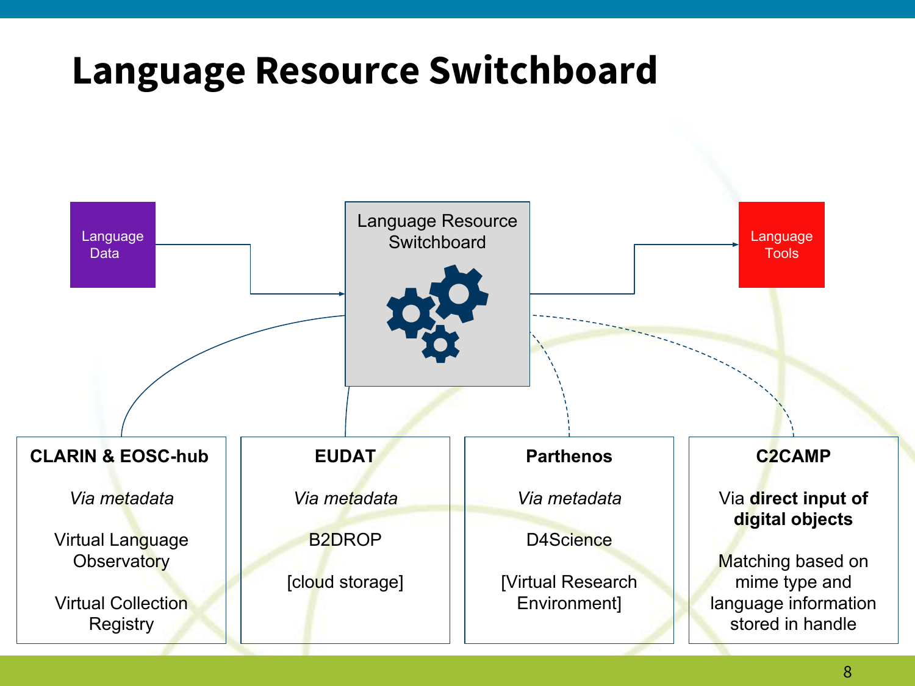# Language Resource Switchboard

Language Data

Language Resource Switchboard

Language Tools

**CLARIN & EOSC-hub**

*Via metadata*

Virtual Language Observatory

Virtual Collection Registry

**EUDAT**

*Via metadata*

B2DROP

[cloud storage]

**Parthenos**

*Via metadata*

D4Science

[Virtual Research Environment]

**C2CAMP**

Via **direct input of digital objects**

Matching based on mime type and language information stored in handle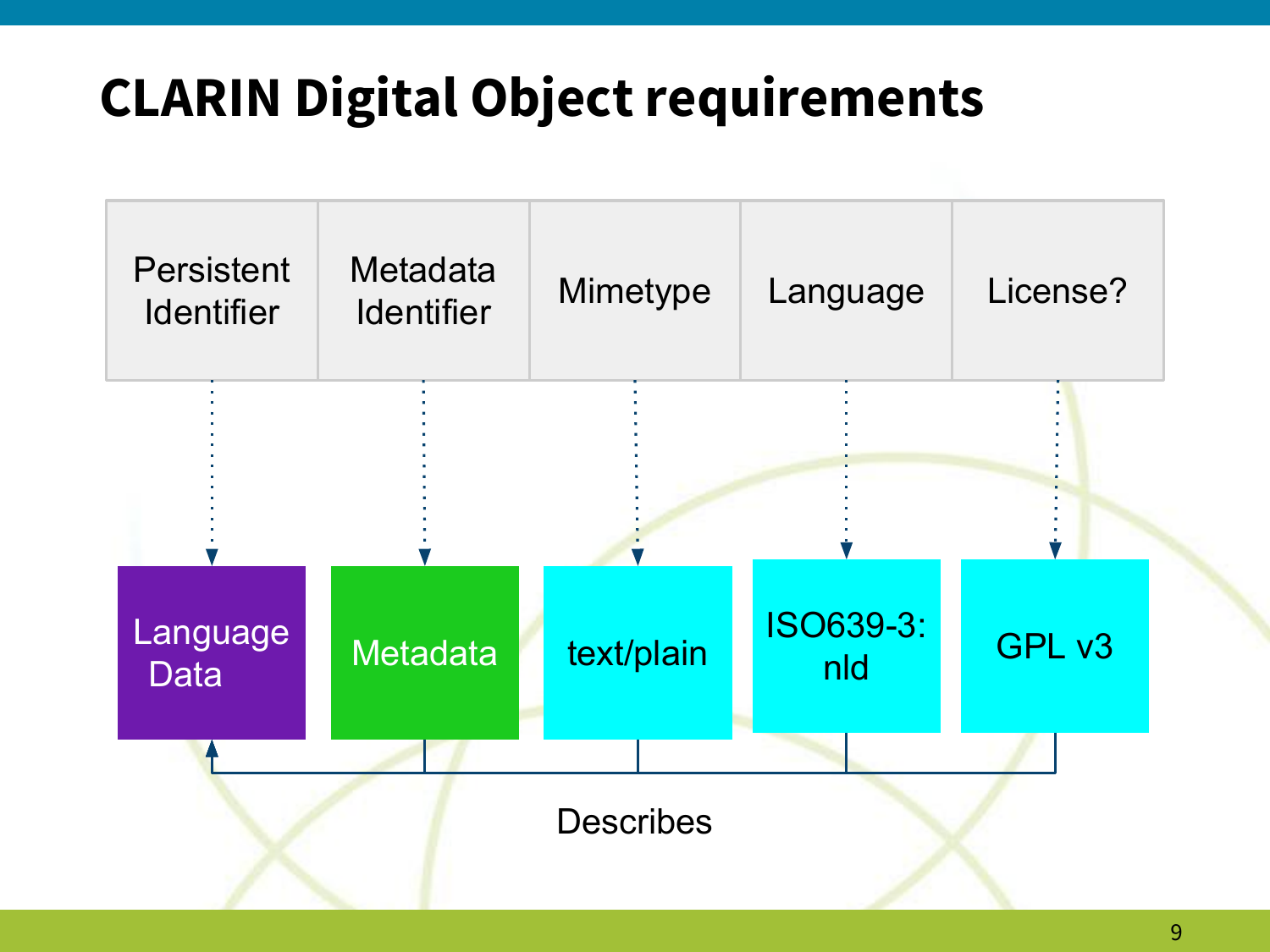# CLARIN Digital Object requirements

| Persistent Identifier | Metadata Identifier | Mimetype | Language | License? |
| --- | --- | --- | --- | --- |
| Language Data | Metadata | text/plain | ISO639-3: nld | GPL v3 |

Describes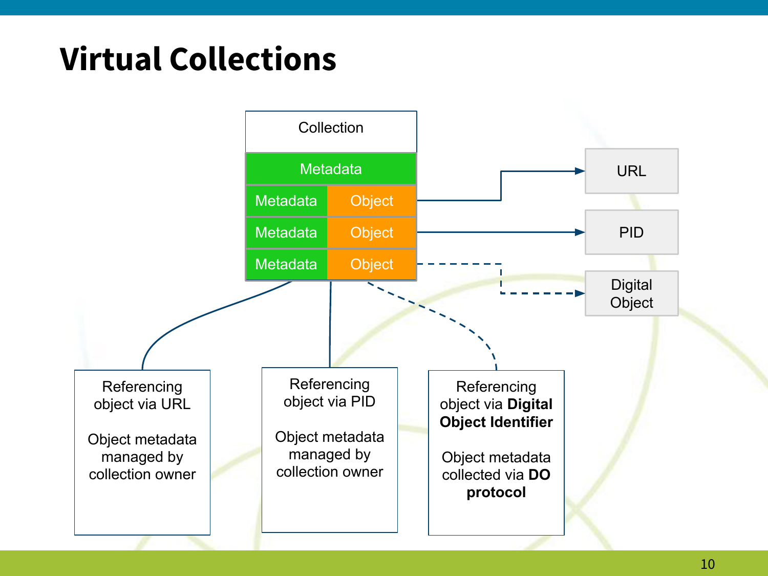# Virtual Collections

Collection

| Metadata | |
|---|---|
| Metadata | Object |
| Metadata | Object |
| Metadata | Object |

URL

PID

Digital Object

Referencing object via URL

Object metadata managed by collection owner

Referencing object via PID

Object metadata managed by collection owner

Referencing object via **Digital Object Identifier**

Object metadata collected via **DO protocol**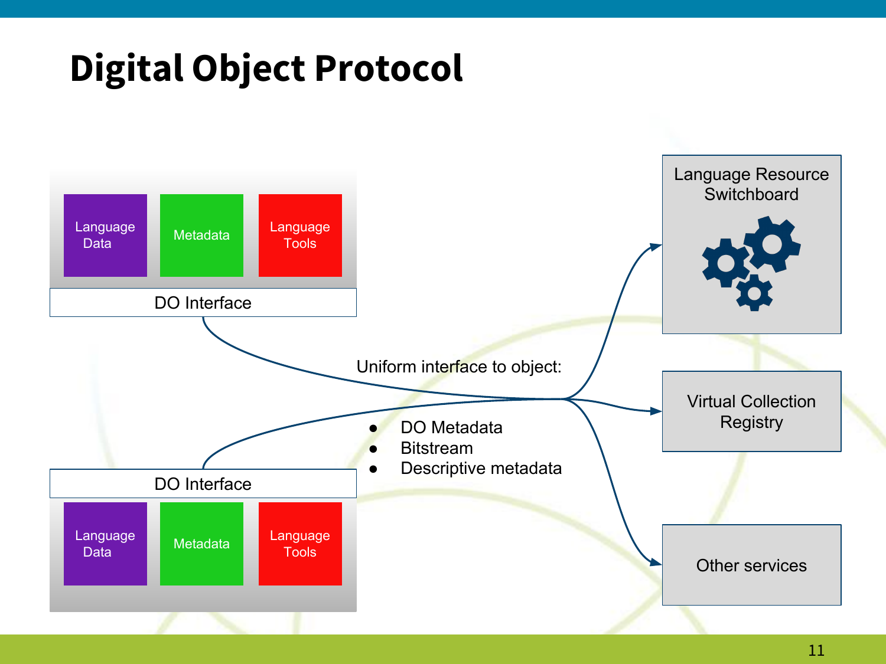# Digital Object Protocol

Language Data | Metadata | Language Tools

DO Interface

Uniform interface to object:

- DO Metadata
- Bitstream
- Descriptive metadata

DO Interface

Language Data | Metadata | Language Tools

Language Resource Switchboard

Virtual Collection Registry

Other services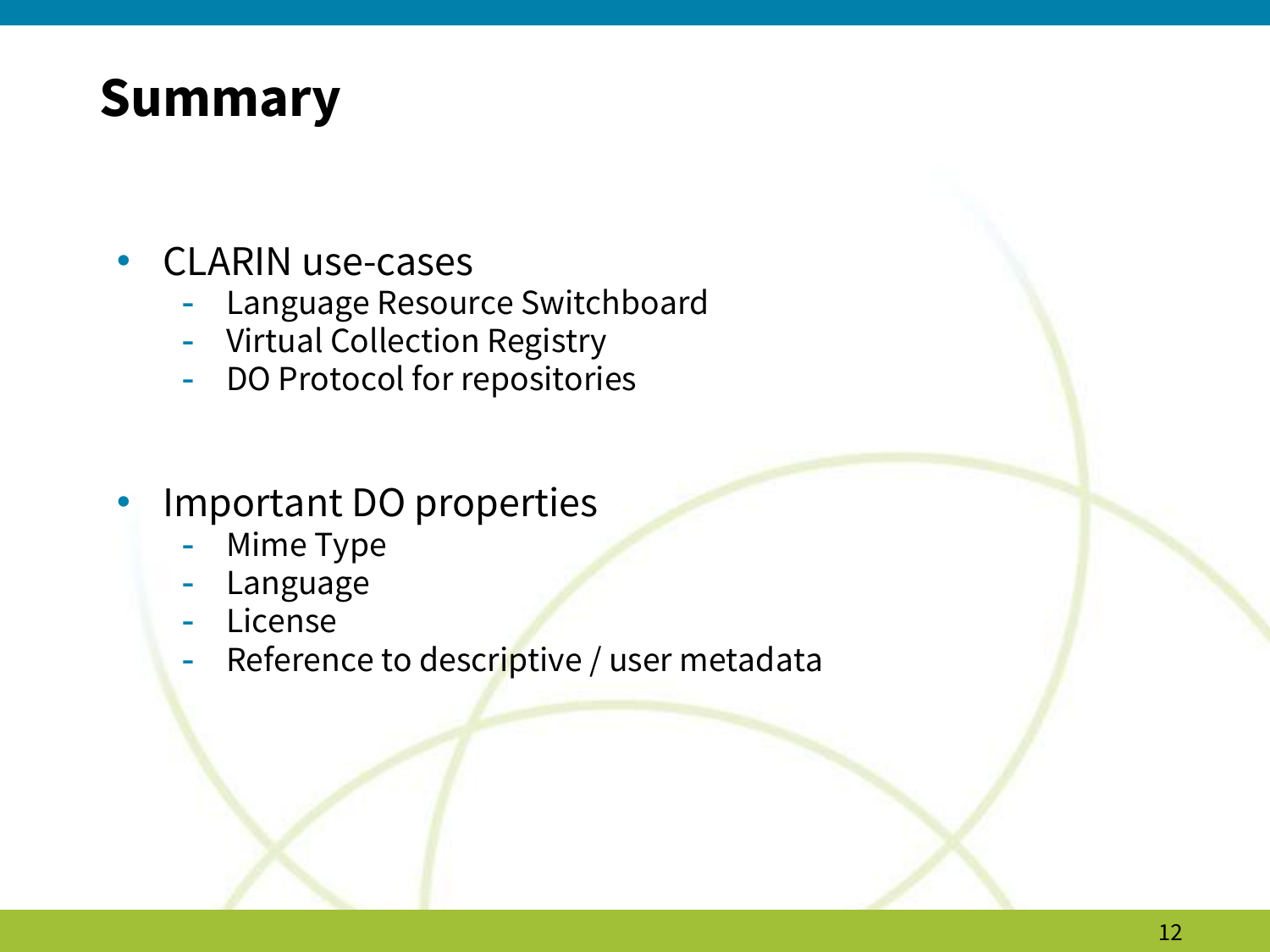# Summary

- CLARIN use-cases
  - Language Resource Switchboard
  - Virtual Collection Registry
  - DO Protocol for repositories

- Important DO properties
  - Mime Type
  - Language
  - License
  - Reference to descriptive / user metadata